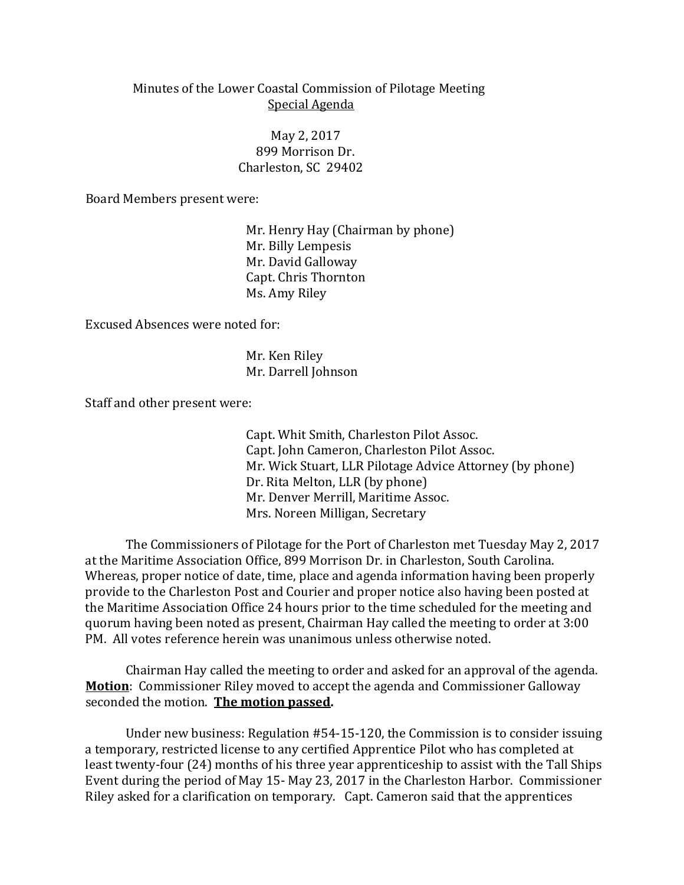# Minutes of the Lower Coastal Commission of Pilotage Meeting

Special Agenda

May 2, 2017
899 Morrison Dr.
Charleston, SC 29402

Board Members present were:

Mr. Henry Hay (Chairman by phone)
Mr. Billy Lempesis
Mr. David Galloway
Capt. Chris Thornton
Ms. Amy Riley

Excused Absences were noted for:

Mr. Ken Riley
Mr. Darrell Johnson

Staff and other present were:

Capt. Whit Smith, Charleston Pilot Assoc.
Capt. John Cameron, Charleston Pilot Assoc.
Mr. Wick Stuart, LLR Pilotage Advice Attorney (by phone)
Dr. Rita Melton, LLR (by phone)
Mr. Denver Merrill, Maritime Assoc.
Mrs. Noreen Milligan, Secretary

The Commissioners of Pilotage for the Port of Charleston met Tuesday May 2, 2017 at the Maritime Association Office, 899 Morrison Dr. in Charleston, South Carolina. Whereas, proper notice of date, time, place and agenda information having been properly provide to the Charleston Post and Courier and proper notice also having been posted at the Maritime Association Office 24 hours prior to the time scheduled for the meeting and quorum having been noted as present, Chairman Hay called the meeting to order at 3:00 PM. All votes reference herein was unanimous unless otherwise noted.

Chairman Hay called the meeting to order and asked for an approval of the agenda. **Motion**: Commissioner Riley moved to accept the agenda and Commissioner Galloway seconded the motion. **The motion passed.**

Under new business: Regulation #54-15-120, the Commission is to consider issuing a temporary, restricted license to any certified Apprentice Pilot who has completed at least twenty-four (24) months of his three year apprenticeship to assist with the Tall Ships Event during the period of May 15- May 23, 2017 in the Charleston Harbor. Commissioner Riley asked for a clarification on temporary. Capt. Cameron said that the apprentices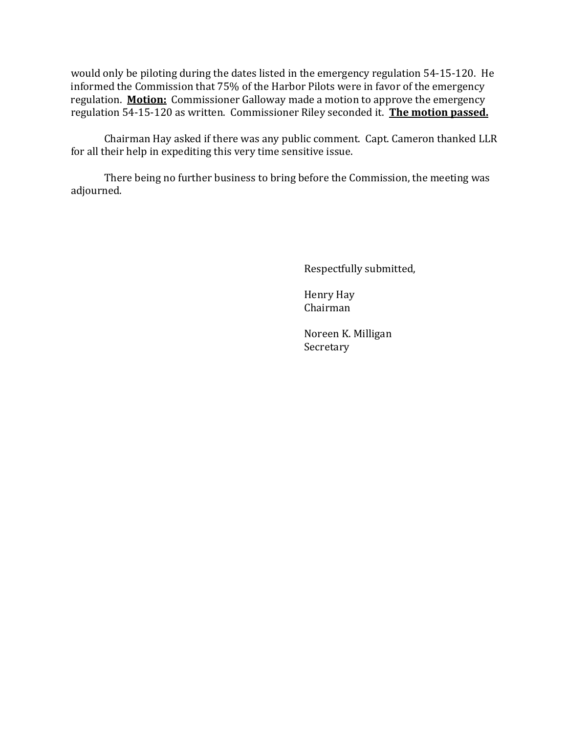would only be piloting during the dates listed in the emergency regulation 54-15-120. He informed the Commission that 75% of the Harbor Pilots were in favor of the emergency regulation. **Motion:** Commissioner Galloway made a motion to approve the emergency regulation 54-15-120 as written. Commissioner Riley seconded it. **The motion passed.**

Chairman Hay asked if there was any public comment. Capt. Cameron thanked LLR for all their help in expediting this very time sensitive issue.

There being no further business to bring before the Commission, the meeting was adjourned.

Respectfully submitted,

Henry Hay
Chairman

Noreen K. Milligan
Secretary